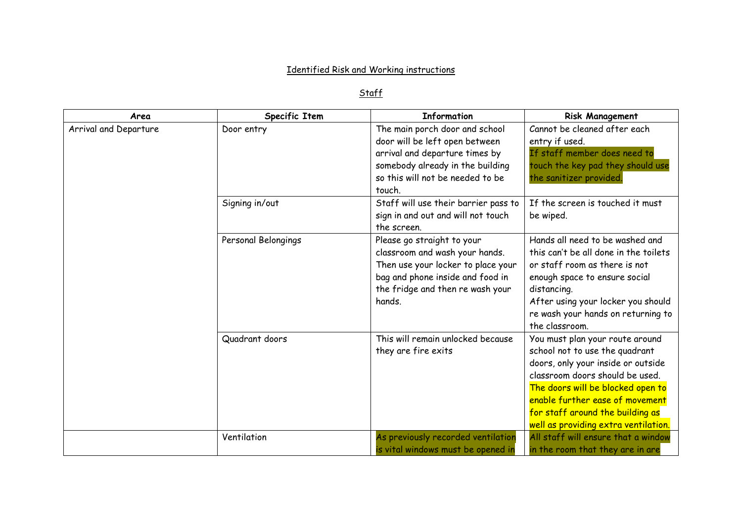# Identified Risk and Working instructions

## Staff

| Area | Specific Item | Information | Risk Management |
|---|---|---|---|
| Arrival and Departure | Door entry | The main porch door and school door will be left open between arrival and departure times by somebody already in the building so this will not be needed to be touch. | Cannot be cleaned after each entry if used. If staff member does need to touch the key pad they should use the sanitizer provided. |
| | Signing in/out | Staff will use their barrier pass to sign in and out and will not touch the screen. | If the screen is touched it must be wiped. |
| | Personal Belongings | Please go straight to your classroom and wash your hands. Then use your locker to place your bag and phone inside and food in the fridge and then re wash your hands. | Hands all need to be washed and this can't be all done in the toilets or staff room as there is not enough space to ensure social distancing. After using your locker you should re wash your hands on returning to the classroom. |
| | Quadrant doors | This will remain unlocked because they are fire exits | You must plan your route around school not to use the quadrant doors, only your inside or outside classroom doors should be used. The doors will be blocked open to enable further ease of movement for staff around the building as well as providing extra ventilation. |
| | Ventilation | As previously recorded ventilation is vital windows must be opened in | All staff will ensure that a window in the room that they are in are |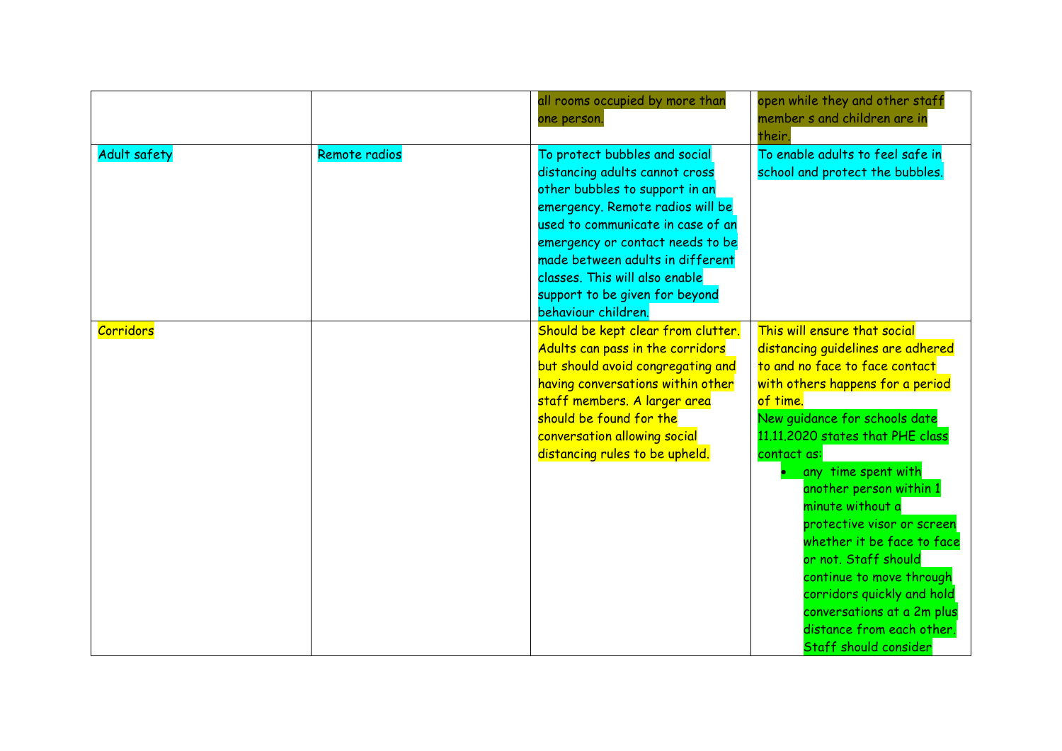| | | | |
|---|---|---|---|
| | | all rooms occupied by more than one person. | open while they and other staff member s and children are in their. |
| Adult safety | Remote radios | To protect bubbles and social distancing adults cannot cross other bubbles to support in an emergency. Remote radios will be used to communicate in case of an emergency or contact needs to be made between adults in different classes. This will also enable support to be given for beyond behaviour children. | To enable adults to feel safe in school and protect the bubbles. |
| Corridors | | Should be kept clear from clutter. Adults can pass in the corridors but should avoid congregating and having conversations within other staff members. A larger area should be found for the conversation allowing social distancing rules to be upheld. | This will ensure that social distancing guidelines are adhered to and no face to face contact with others happens for a period of time.<br>New guidance for schools date 11.11.2020 states that PHE class contact as:<br>• any time spent with another person within 1 minute without a protective visor or screen whether it be face to face or not. Staff should continue to move through corridors quickly and hold conversations at a 2m plus distance from each other. Staff should consider |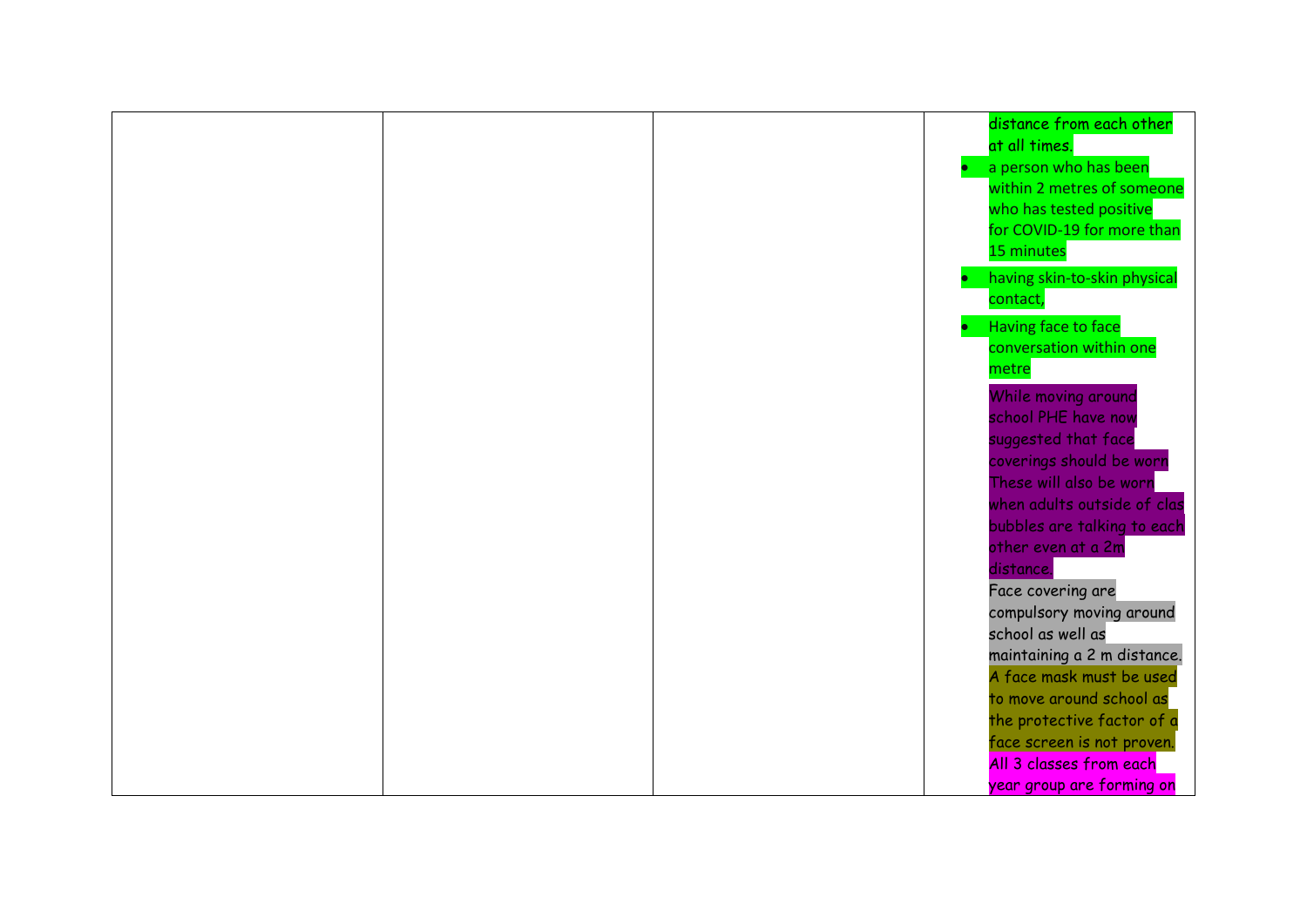|  |  |  |  |
|---|---|---|---|
|  |  |  | distance from each other at all times.<br>• a person who has been within 2 metres of someone who has tested positive for COVID-19 for more than 15 minutes<br>• having skin-to-skin physical contact,<br>• Having face to face conversation within one metre<br>While moving around school PHE have now suggested that face coverings should be worn These will also be worn when adults outside of clas bubbles are talking to each other even at a 2m distance.<br>Face covering are compulsory moving around school as well as maintaining a 2 m distance.<br>A face mask must be used to move around school as the protective factor of a face screen is not proven.<br>All 3 classes from each year group are forming on |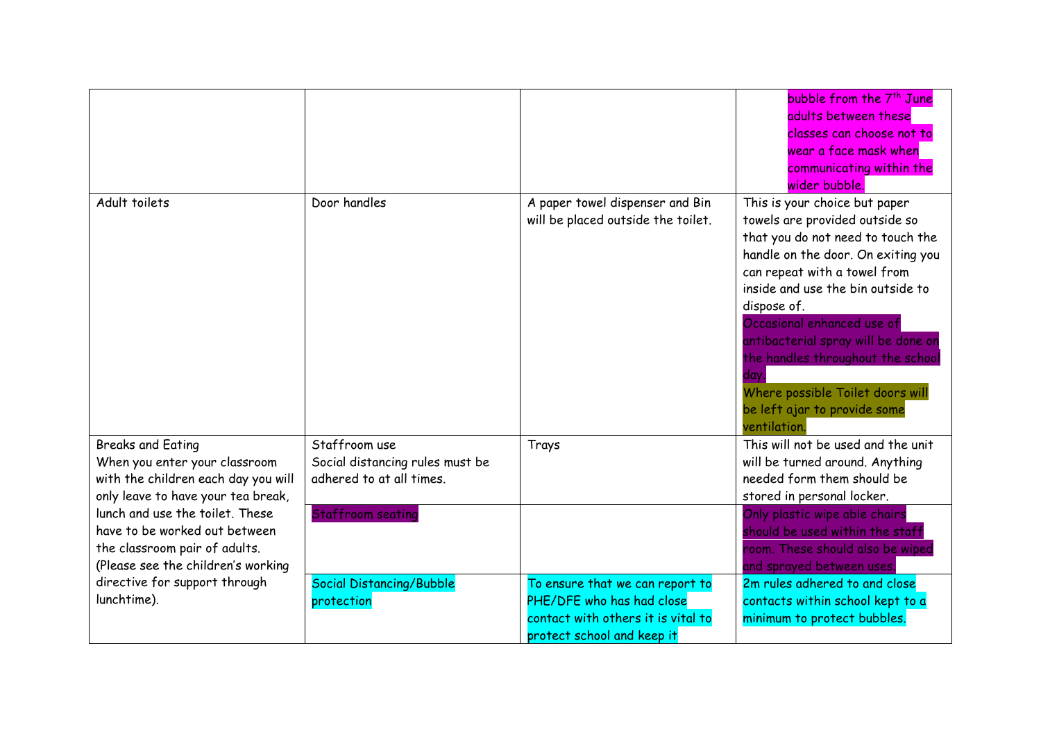| | | | |
|---|---|---|---|
| | | | bubble from the 7th June adults between these classes can choose not to wear a face mask when communicating within the wider bubble. |
| Adult toilets | Door handles | A paper towel dispenser and Bin will be placed outside the toilet. | This is your choice but paper towels are provided outside so that you do not need to touch the handle on the door. On exiting you can repeat with a towel from inside and use the bin outside to dispose of.<br>Occasional enhanced use of antibacterial spray will be done on the handles throughout the school day.<br>Where possible Toilet doors will be left ajar to provide some ventilation. |
| Breaks and Eating<br>When you enter your classroom with the children each day you will only leave to have your tea break, lunch and use the toilet. These have to be worked out between the classroom pair of adults. (Please see the children's working directive for support through lunchtime). | Staffroom use<br>Social distancing rules must be adhered to at all times. | Trays | This will not be used and the unit will be turned around. Anything needed form them should be stored in personal locker. |
| | Staffroom seating | | Only plastic wipe able chairs should be used within the staff room. These should also be wiped and sprayed between uses. |
| | Social Distancing/Bubble protection | To ensure that we can report to PHE/DFE who has had close contact with others it is vital to protect school and keep it | 2m rules adhered to and close contacts within school kept to a minimum to protect bubbles. |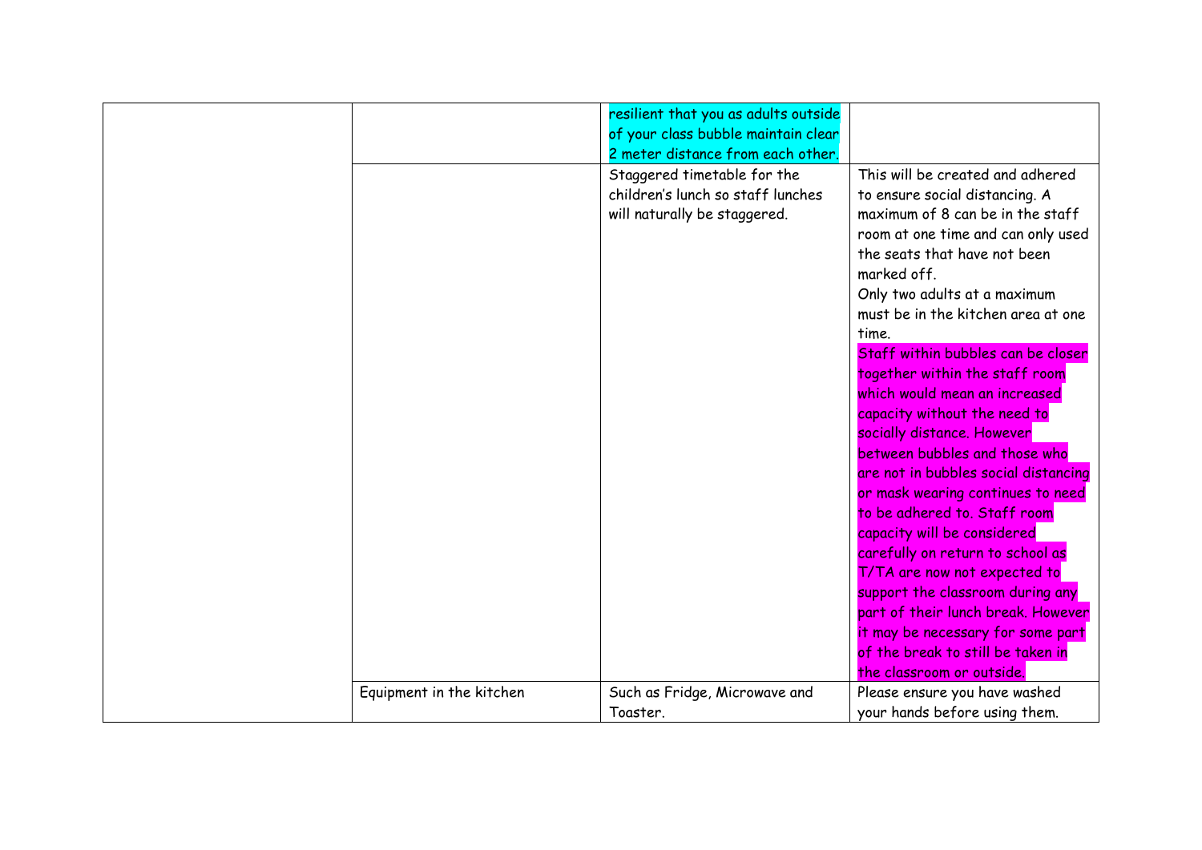| | | | |
|---|---|---|---|
| | | resilient that you as adults outside of your class bubble maintain clear 2 meter distance from each other. | |
| | | Staggered timetable for the children's lunch so staff lunches will naturally be staggered. | This will be created and adhered to ensure social distancing. A maximum of 8 can be in the staff room at one time and can only used the seats that have not been marked off.<br>Only two adults at a maximum must be in the kitchen area at one time.<br>Staff within bubbles can be closer together within the staff room which would mean an increased capacity without the need to socially distance. However between bubbles and those who are not in bubbles social distancing or mask wearing continues to need to be adhered to. Staff room capacity will be considered carefully on return to school as T/TA are now not expected to support the classroom during any part of their lunch break. However it may be necessary for some part of the break to still be taken in the classroom or outside. |
| | Equipment in the kitchen | Such as Fridge, Microwave and Toaster. | Please ensure you have washed your hands before using them. |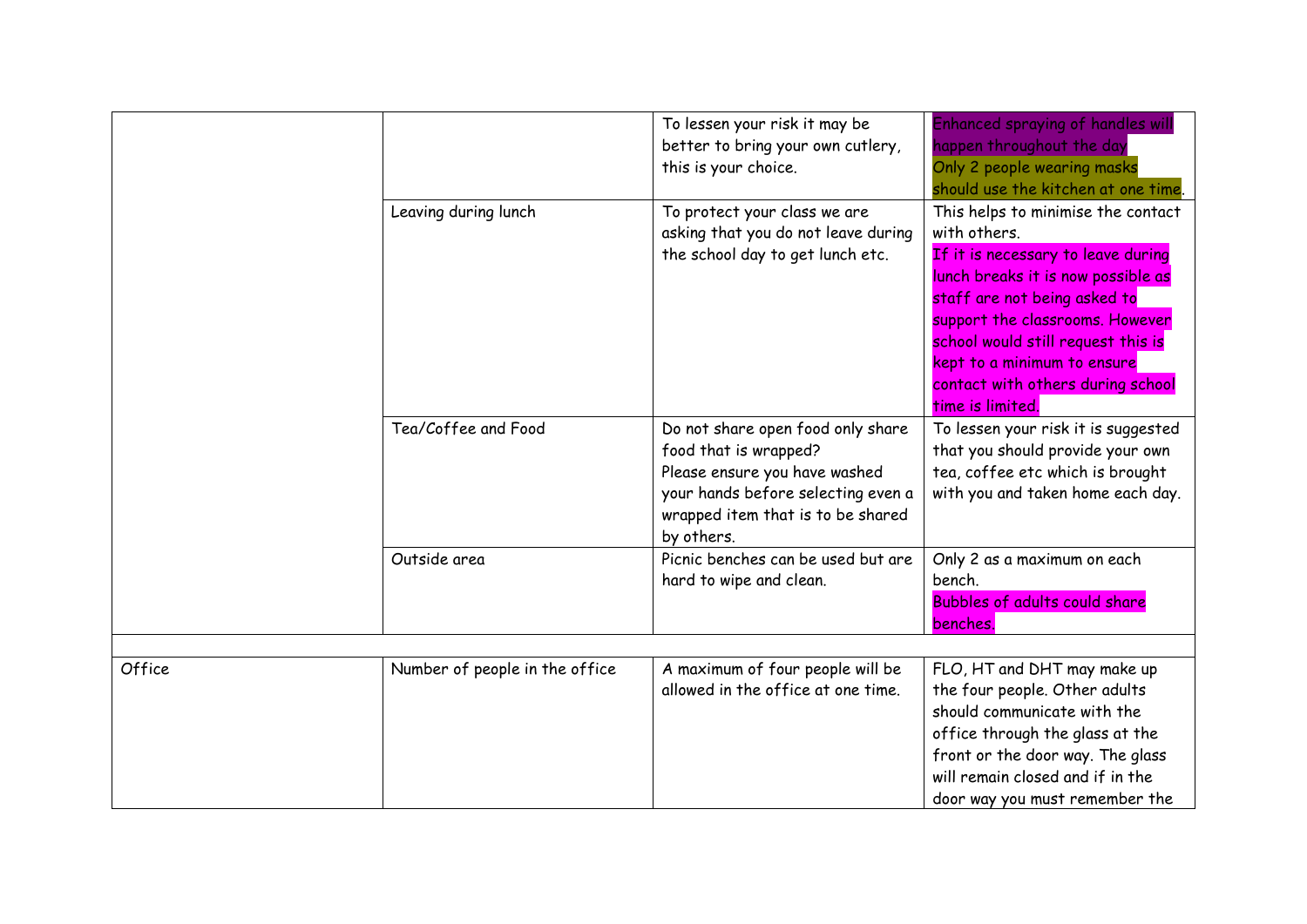| | | | |
|---|---|---|---|
| | | To lessen your risk it may be better to bring your own cutlery, this is your choice. | Enhanced spraying of handles will happen throughout the day. Only 2 people wearing masks should use the kitchen at one time. |
| | Leaving during lunch | To protect your class we are asking that you do not leave during the school day to get lunch etc. | This helps to minimise the contact with others. If it is necessary to leave during lunch breaks it is now possible as staff are not being asked to support the classrooms. However school would still request this is kept to a minimum to ensure contact with others during school time is limited. |
| | Tea/Coffee and Food | Do not share open food only share food that is wrapped? Please ensure you have washed your hands before selecting even a wrapped item that is to be shared by others. | To lessen your risk it is suggested that you should provide your own tea, coffee etc which is brought with you and taken home each day. |
| | Outside area | Picnic benches can be used but are hard to wipe and clean. | Only 2 as a maximum on each bench. Bubbles of adults could share benches. |
| | | | |
| Office | Number of people in the office | A maximum of four people will be allowed in the office at one time. | FLO, HT and DHT may make up the four people. Other adults should communicate with the office through the glass at the front or the door way. The glass will remain closed and if in the door way you must remember the |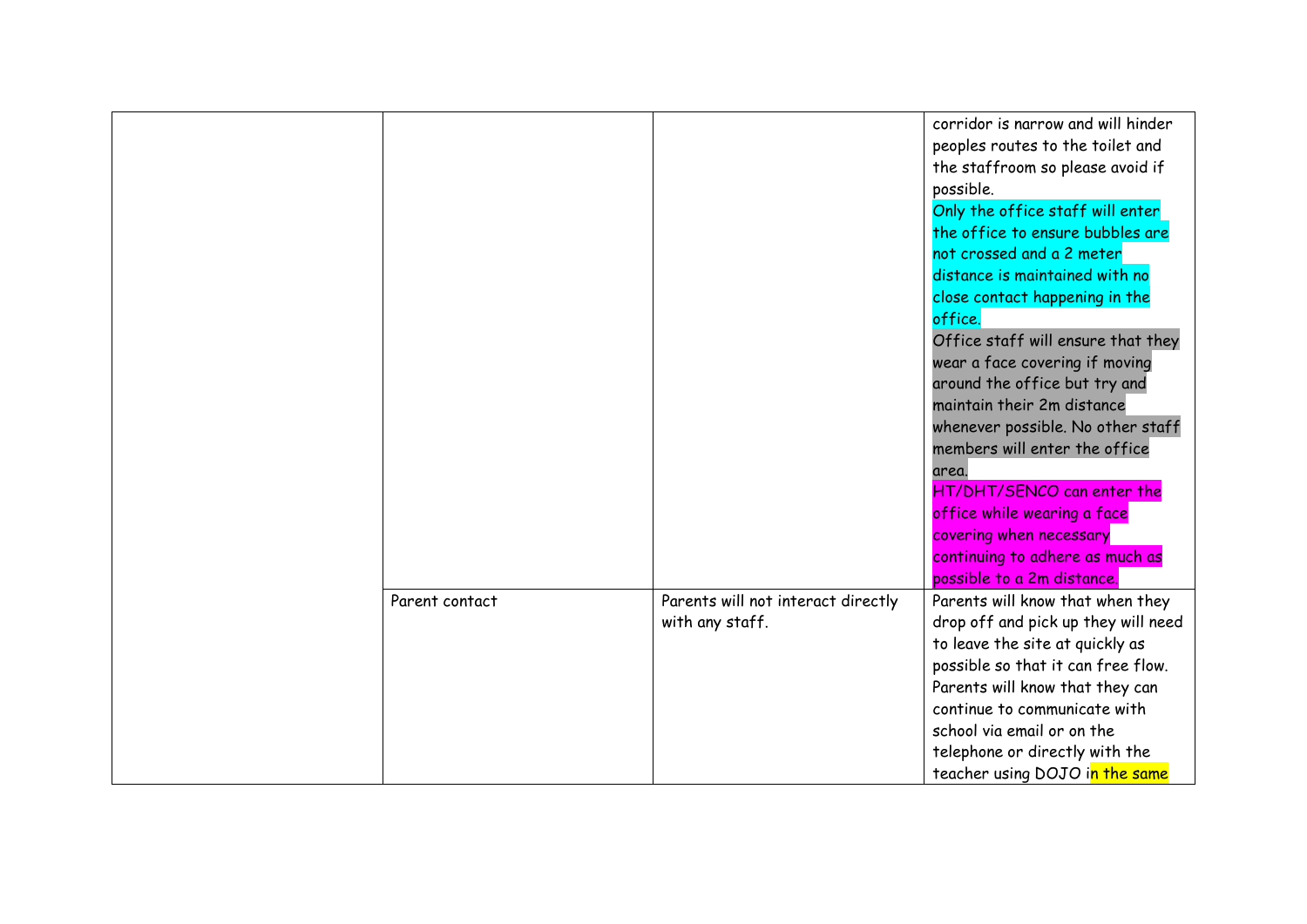| | | | |
|---|---|---|---|
| | | | corridor is narrow and will hinder peoples routes to the toilet and the staffroom so please avoid if possible. Only the office staff will enter the office to ensure bubbles are not crossed and a 2 meter distance is maintained with no close contact happening in the office. Office staff will ensure that they wear a face covering if moving around the office but try and maintain their 2m distance whenever possible. No other staff members will enter the office area. HT/DHT/SENCO can enter the office while wearing a face covering when necessary continuing to adhere as much as possible to a 2m distance. |
| | Parent contact | Parents will not interact directly with any staff. | Parents will know that when they drop off and pick up they will need to leave the site at quickly as possible so that it can free flow. Parents will know that they can continue to communicate with school via email or on the telephone or directly with the teacher using DOJO in the same |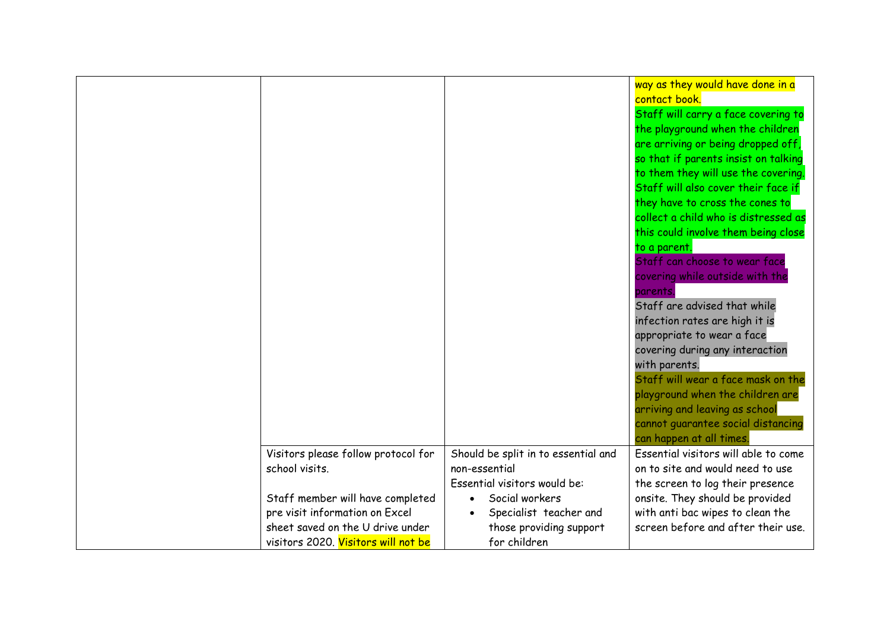| | | | |
|---|---|---|---|
| | | | way as they would have done in a contact book. Staff will carry a face covering to the playground when the children are arriving or being dropped off, so that if parents insist on talking to them they will use the covering. Staff will also cover their face if they have to cross the cones to collect a child who is distressed as this could involve them being close to a parent. Staff can choose to wear face covering while outside with the parents. Staff are advised that while infection rates are high it is appropriate to wear a face covering during any interaction with parents. Staff will wear a face mask on the playground when the children are arriving and leaving as school cannot guarantee social distancing can happen at all times. |
| | Visitors please follow protocol for school visits.<br><br>Staff member will have completed pre visit information on Excel sheet saved on the U drive under visitors 2020. Visitors will not be | Should be split in to essential and non-essential<br>Essential visitors would be:<br>• Social workers<br>• Specialist teacher and those providing support for children | Essential visitors will able to come on to site and would need to use the screen to log their presence onsite. They should be provided with anti bac wipes to clean the screen before and after their use. |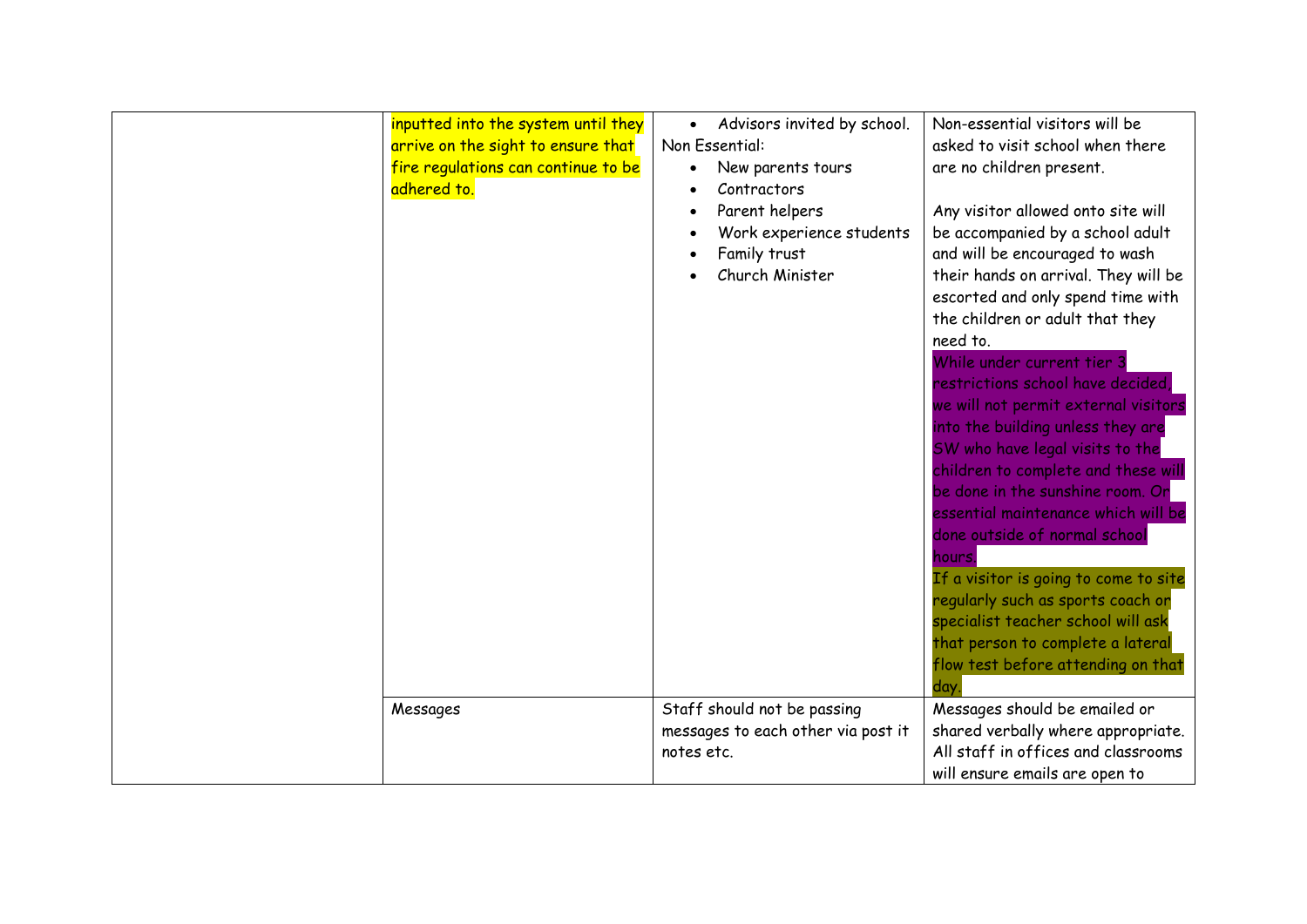|  |  |  |  |
|---|---|---|---|
|  | inputted into the system until they arrive on the sight to ensure that fire regulations can continue to be adhered to. | • Advisors invited by school.<br>Non Essential:<br>• New parents tours<br>• Contractors<br>• Parent helpers<br>• Work experience students<br>• Family trust<br>• Church Minister | Non-essential visitors will be asked to visit school when there are no children present.<br><br>Any visitor allowed onto site will be accompanied by a school adult and will be encouraged to wash their hands on arrival. They will be escorted and only spend time with the children or adult that they need to.<br>While under current tier 3 restrictions school have decided, we will not permit external visitors into the building unless they are SW who have legal visits to the children to complete and these will be done in the sunshine room. Or essential maintenance which will be done outside of normal school hours.<br>If a visitor is going to come to site regularly such as sports coach or specialist teacher school will ask that person to complete a lateral flow test before attending on that day. |
|  | Messages | Staff should not be passing messages to each other via post it notes etc. | Messages should be emailed or shared verbally where appropriate. All staff in offices and classrooms will ensure emails are open to |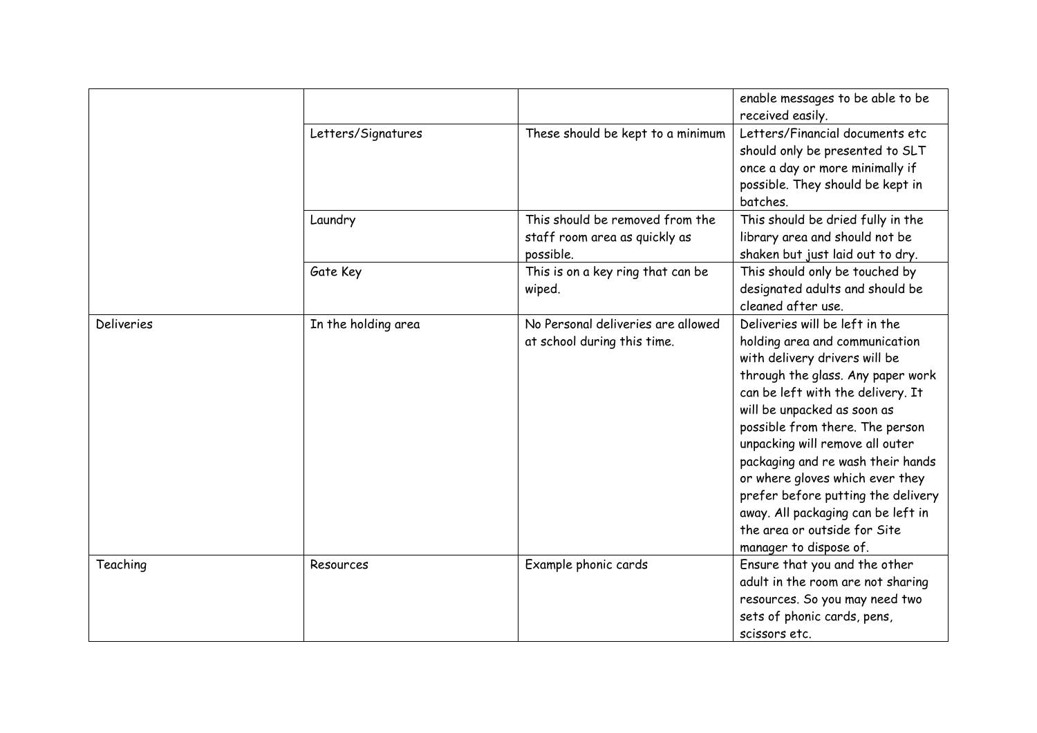| | | | |
|---|---|---|---|
| | | | enable messages to be able to be received easily. |
| | Letters/Signatures | These should be kept to a minimum | Letters/Financial documents etc should only be presented to SLT once a day or more minimally if possible. They should be kept in batches. |
| | Laundry | This should be removed from the staff room area as quickly as possible. | This should be dried fully in the library area and should not be shaken but just laid out to dry. |
| | Gate Key | This is on a key ring that can be wiped. | This should only be touched by designated adults and should be cleaned after use. |
| Deliveries | In the holding area | No Personal deliveries are allowed at school during this time. | Deliveries will be left in the holding area and communication with delivery drivers will be through the glass. Any paper work can be left with the delivery. It will be unpacked as soon as possible from there. The person unpacking will remove all outer packaging and re wash their hands or where gloves which ever they prefer before putting the delivery away. All packaging can be left in the area or outside for Site manager to dispose of. |
| Teaching | Resources | Example phonic cards | Ensure that you and the other adult in the room are not sharing resources. So you may need two sets of phonic cards, pens, scissors etc. |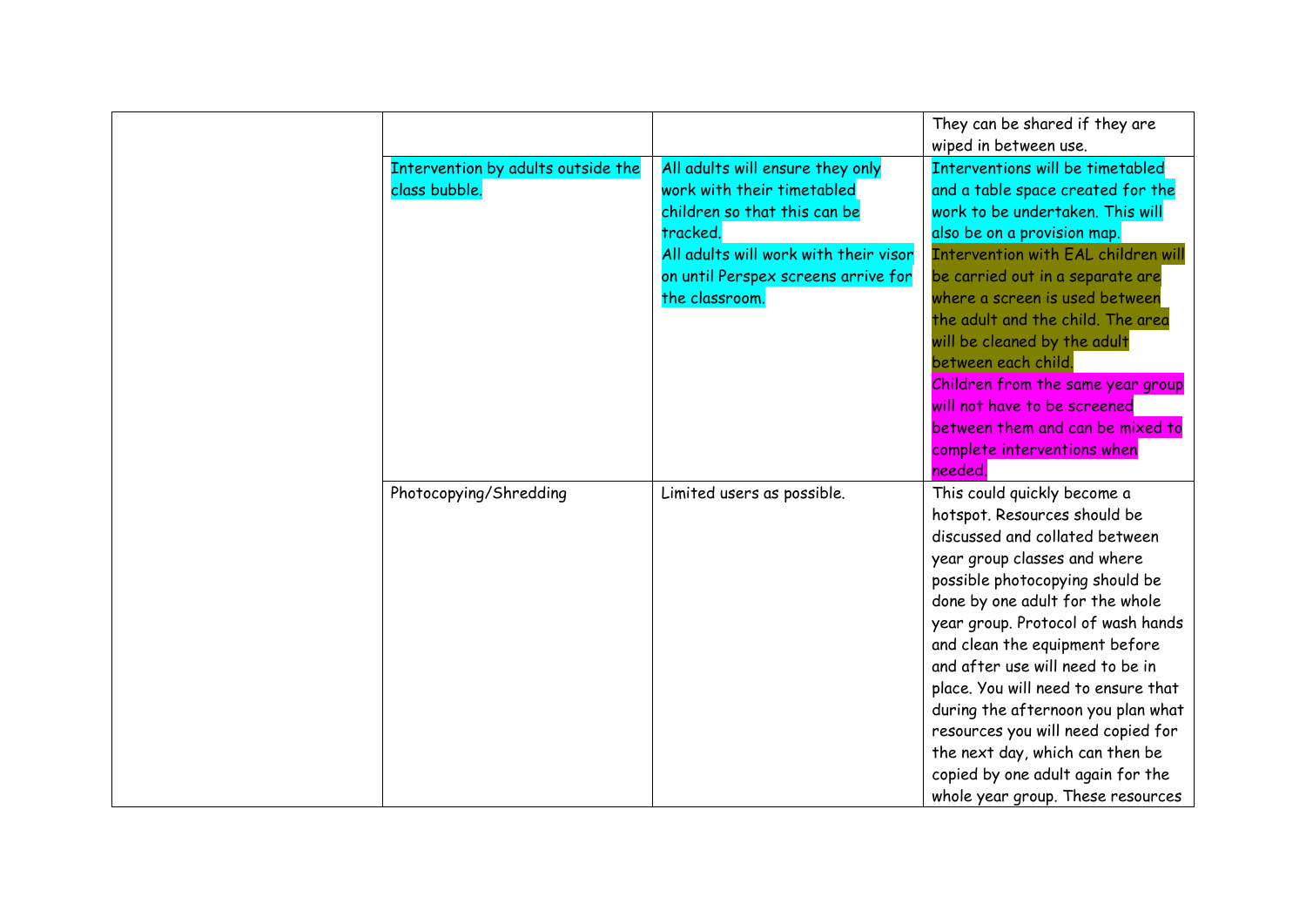| | | | |
|---|---|---|---|
| | | | They can be shared if they are wiped in between use. |
| | Intervention by adults outside the class bubble. | All adults will ensure they only work with their timetabled children so that this can be tracked.<br>All adults will work with their visor on until Perspex screens arrive for the classroom. | Interventions will be timetabled and a table space created for the work to be undertaken. This will also be on a provision map.<br>Intervention with EAL children will be carried out in a separate are where a screen is used between the adult and the child. The area will be cleaned by the adult between each child.<br>Children from the same year group will not have to be screened between them and can be mixed to complete interventions when needed. |
| | Photocopying/Shredding | Limited users as possible. | This could quickly become a hotspot. Resources should be discussed and collated between year group classes and where possible photocopying should be done by one adult for the whole year group. Protocol of wash hands and clean the equipment before and after use will need to be in place. You will need to ensure that during the afternoon you plan what resources you will need copied for the next day, which can then be copied by one adult again for the whole year group. These resources |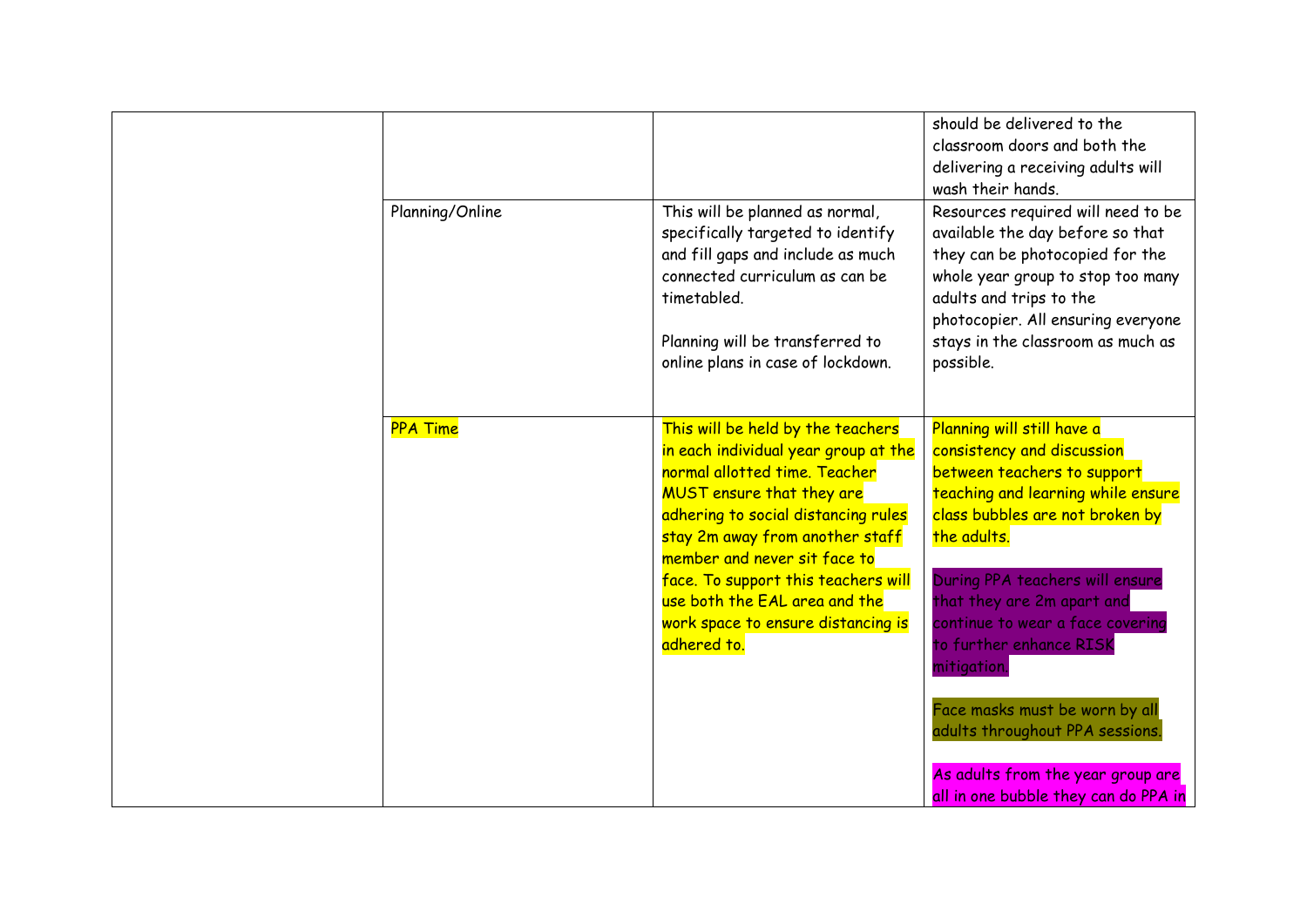| | | | |
|---|---|---|---|
| | | | should be delivered to the classroom doors and both the delivering a receiving adults will wash their hands. |
| | Planning/Online | This will be planned as normal, specifically targeted to identify and fill gaps and include as much connected curriculum as can be timetabled.<br><br>Planning will be transferred to online plans in case of lockdown. | Resources required will need to be available the day before so that they can be photocopied for the whole year group to stop too many adults and trips to the photocopier. All ensuring everyone stays in the classroom as much as possible. |
| | PPA Time | This will be held by the teachers in each individual year group at the normal allotted time. Teacher MUST ensure that they are adhering to social distancing rules stay 2m away from another staff member and never sit face to face. To support this teachers will use both the EAL area and the work space to ensure distancing is adhered to. | Planning will still have a consistency and discussion between teachers to support teaching and learning while ensure class bubbles are not broken by the adults.<br><br>During PPA teachers will ensure that they are 2m apart and continue to wear a face covering to further enhance RISK mitigation.<br><br>Face masks must be worn by all adults throughout PPA sessions.<br><br>As adults from the year group are all in one bubble they can do PPA in |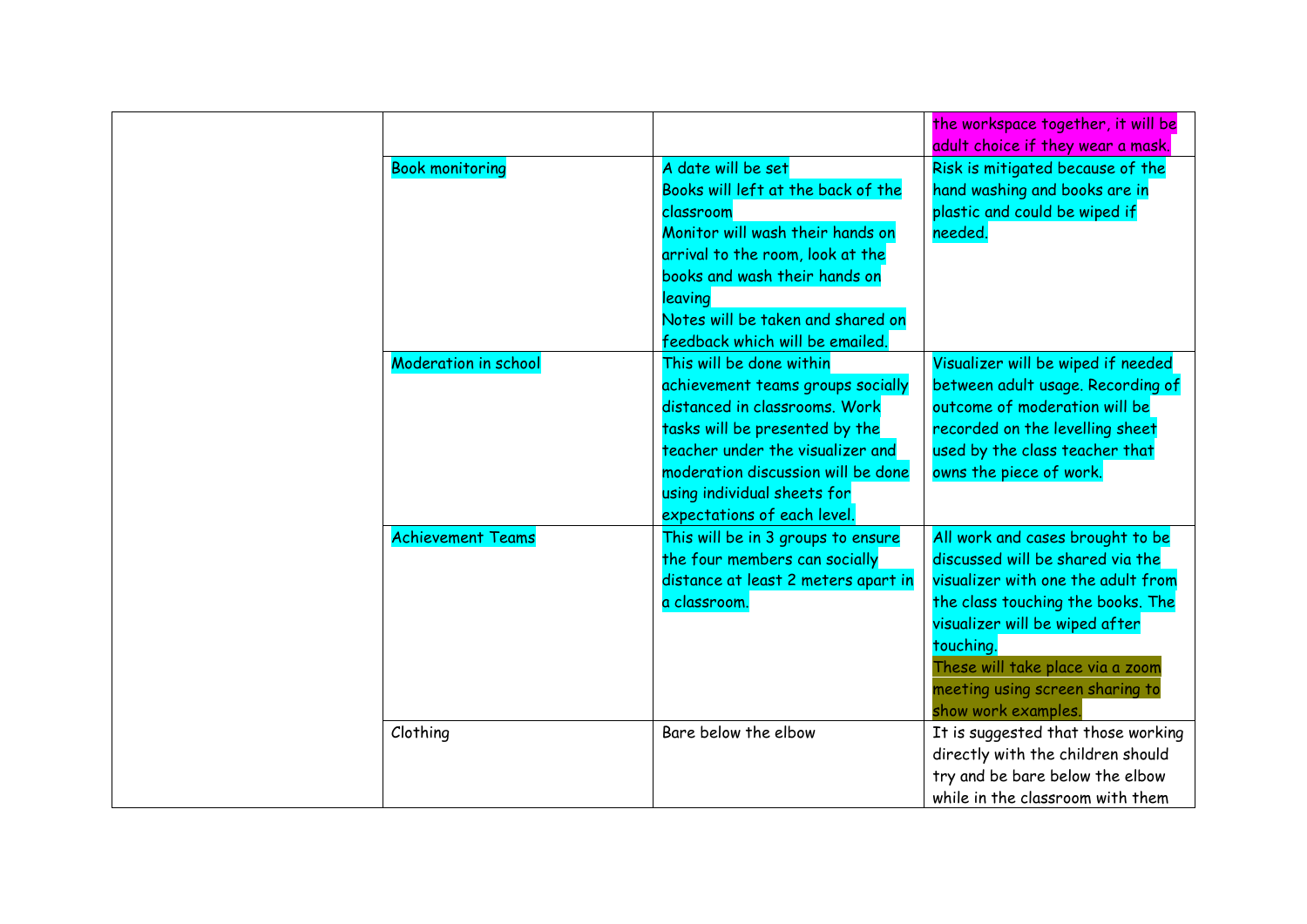| | | | |
|---|---|---|---|
| | | | the workspace together, it will be adult choice if they wear a mask. |
| | Book monitoring | A date will be set<br>Books will left at the back of the classroom<br>Monitor will wash their hands on arrival to the room, look at the books and wash their hands on leaving<br>Notes will be taken and shared on feedback which will be emailed. | Risk is mitigated because of the hand washing and books are in plastic and could be wiped if needed. |
| | Moderation in school | This will be done within achievement teams groups socially distanced in classrooms. Work tasks will be presented by the teacher under the visualizer and moderation discussion will be done using individual sheets for expectations of each level. | Visualizer will be wiped if needed between adult usage. Recording of outcome of moderation will be recorded on the levelling sheet used by the class teacher that owns the piece of work. |
| | Achievement Teams | This will be in 3 groups to ensure the four members can socially distance at least 2 meters apart in a classroom. | All work and cases brought to be discussed will be shared via the visualizer with one the adult from the class touching the books. The visualizer will be wiped after touching.<br>These will take place via a zoom meeting using screen sharing to show work examples. |
| | Clothing | Bare below the elbow | It is suggested that those working directly with the children should try and be bare below the elbow while in the classroom with them |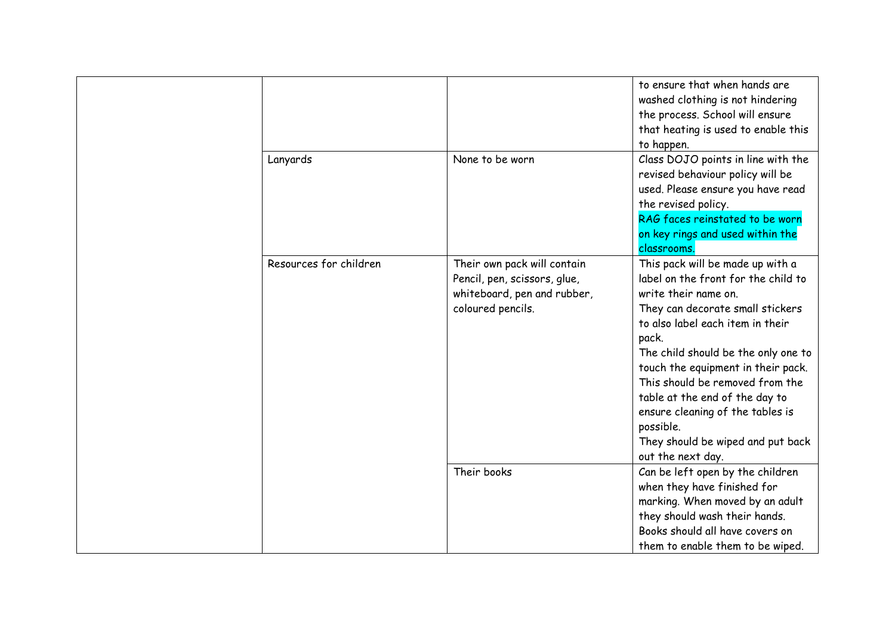| | | | |
|---|---|---|---|
| | | | to ensure that when hands are washed clothing is not hindering the process. School will ensure that heating is used to enable this to happen. |
| | Lanyards | None to be worn | Class DOJO points in line with the revised behaviour policy will be used. Please ensure you have read the revised policy.<br>RAG faces reinstated to be worn on key rings and used within the classrooms. |
| | Resources for children | Their own pack will contain Pencil, pen, scissors, glue, whiteboard, pen and rubber, coloured pencils. | This pack will be made up with a label on the front for the child to write their name on.<br>They can decorate small stickers to also label each item in their pack.<br>The child should be the only one to touch the equipment in their pack.<br>This should be removed from the table at the end of the day to ensure cleaning of the tables is possible.<br>They should be wiped and put back out the next day. |
| | | Their books | Can be left open by the children when they have finished for marking. When moved by an adult they should wash their hands.<br>Books should all have covers on them to enable them to be wiped. |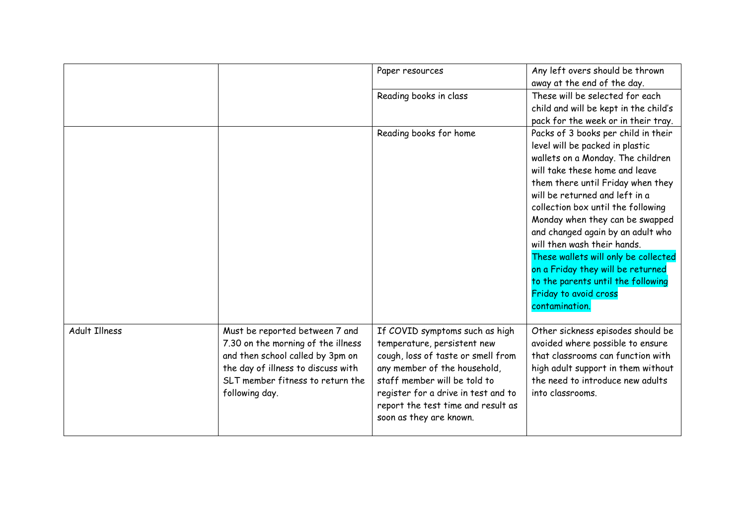| | | | |
|---|---|---|---|
| | | Paper resources | Any left overs should be thrown away at the end of the day. |
| | | Reading books in class | These will be selected for each child and will be kept in the child's pack for the week or in their tray. |
| | | Reading books for home | Packs of 3 books per child in their level will be packed in plastic wallets on a Monday. The children will take these home and leave them there until Friday when they will be returned and left in a collection box until the following Monday when they can be swapped and changed again by an adult who will then wash their hands. These wallets will only be collected on a Friday they will be returned to the parents until the following Friday to avoid cross contamination. |
| Adult Illness | Must be reported between 7 and 7.30 on the morning of the illness and then school called by 3pm on the day of illness to discuss with SLT member fitness to return the following day. | If COVID symptoms such as high temperature, persistent new cough, loss of taste or smell from any member of the household, staff member will be told to register for a drive in test and to report the test time and result as soon as they are known. | Other sickness episodes should be avoided where possible to ensure that classrooms can function with high adult support in them without the need to introduce new adults into classrooms. |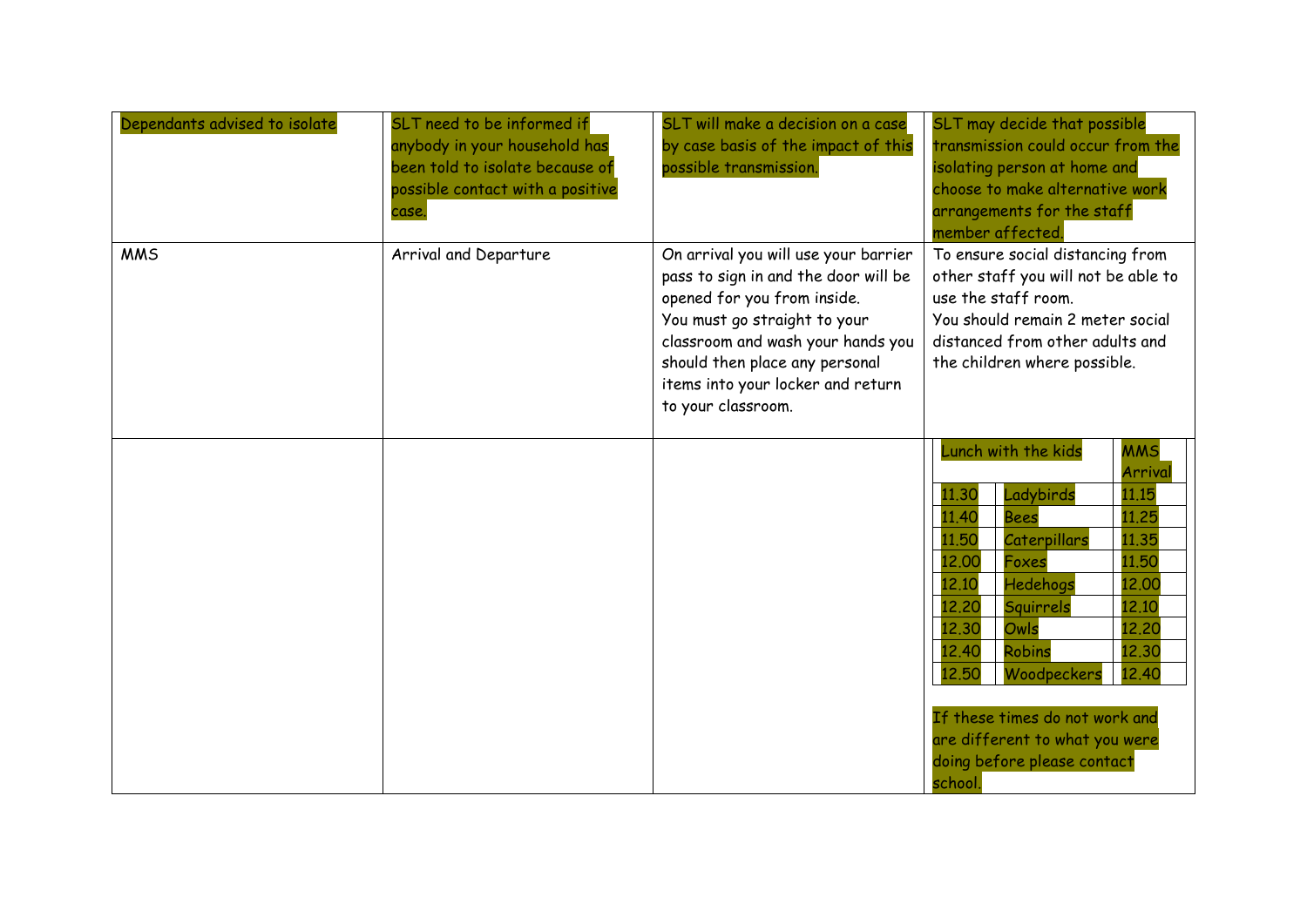| | | | |
|---|---|---|---|
| Dependants advised to isolate | SLT need to be informed if anybody in your household has been told to isolate because of possible contact with a positive case. | SLT will make a decision on a case by case basis of the impact of this possible transmission. | SLT may decide that possible transmission could occur from the isolating person at home and choose to make alternative work arrangements for the staff member affected. |
| MMS | Arrival and Departure | On arrival you will use your barrier pass to sign in and the door will be opened for you from inside.<br>You must go straight to your classroom and wash your hands you should then place any personal items into your locker and return to your classroom. | To ensure social distancing from other staff you will not be able to use the staff room.<br>You should remain 2 meter social distanced from other adults and the children where possible. |
| | | | (see table below)<br><br>If these times do not work and are different to what you were doing before please contact school. |

| Lunch with the kids | | MMS Arrival |
|---|---|---|
| 11.30 | Ladybirds | 11.15 |
| 11.40 | Bees | 11.25 |
| 11.50 | Caterpillars | 11.35 |
| 12.00 | Foxes | 11.50 |
| 12.10 | Hedehogs | 12.00 |
| 12.20 | Squirrels | 12.10 |
| 12.30 | Owls | 12.20 |
| 12.40 | Robins | 12.30 |
| 12.50 | Woodpeckers | 12.40 |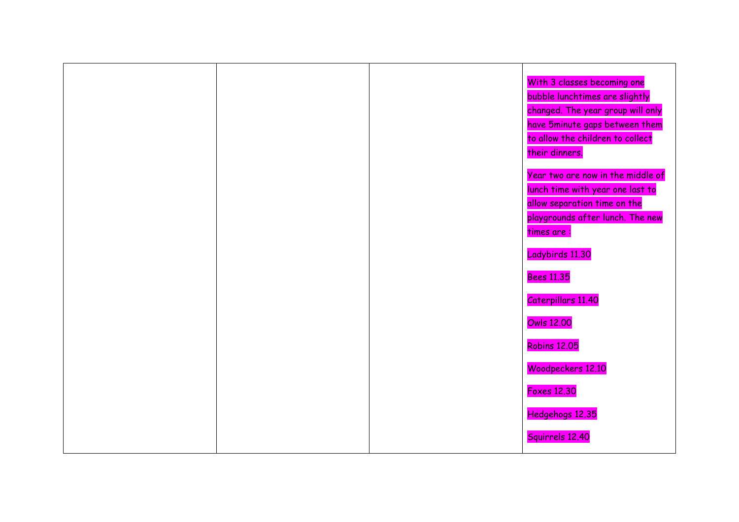|  |  |  | With 3 classes becoming one bubble lunchtimes are slightly changed. The year group will only have 5minute gaps between them to allow the children to collect their dinners.<br><br>Year two are now in the middle of lunch time with year one last to allow separation time on the playgrounds after lunch. The new times are :<br><br>Ladybirds 11.30<br><br>Bees 11.35<br><br>Caterpillars 11.40<br><br>Owls 12.00<br><br>Robins 12.05<br><br>Woodpeckers 12.10<br><br>Foxes 12.30<br><br>Hedgehogs 12.35<br><br>Squirrels 12.40 |
|---|---|---|---|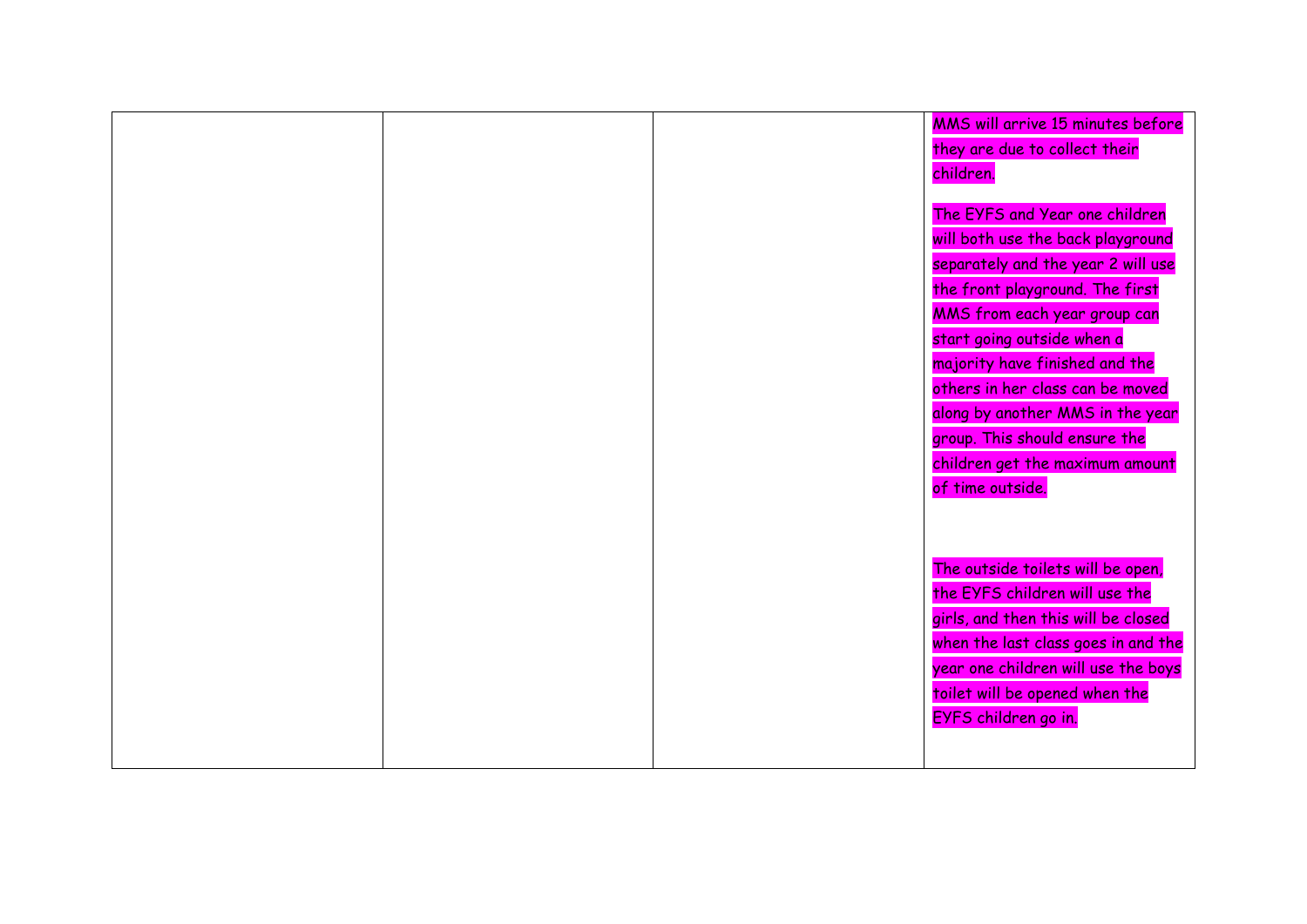|  |  |  |  |
|---|---|---|---|
|  |  |  | MMS will arrive 15 minutes before they are due to collect their children.<br><br>The EYFS and Year one children will both use the back playground separately and the year 2 will use the front playground. The first MMS from each year group can start going outside when a majority have finished and the others in her class can be moved along by another MMS in the year group. This should ensure the children get the maximum amount of time outside.<br><br>The outside toilets will be open, the EYFS children will use the girls, and then this will be closed when the last class goes in and the year one children will use the boys toilet will be opened when the EYFS children go in. |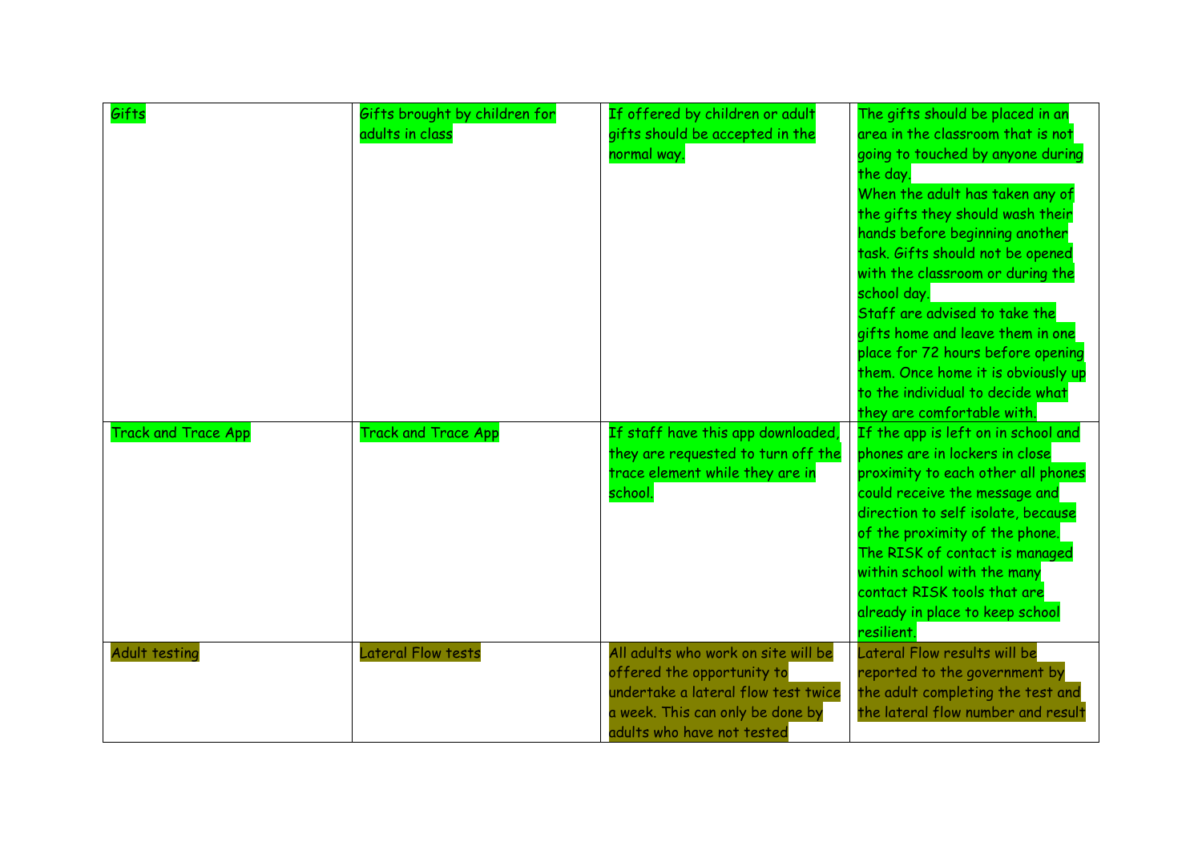| | | | |
|---|---|---|---|
| Gifts | Gifts brought by children for adults in class | If offered by children or adult gifts should be accepted in the normal way. | The gifts should be placed in an area in the classroom that is not going to touched by anyone during the day.<br>When the adult has taken any of the gifts they should wash their hands before beginning another task. Gifts should not be opened with the classroom or during the school day.<br>Staff are advised to take the gifts home and leave them in one place for 72 hours before opening them. Once home it is obviously up to the individual to decide what they are comfortable with. |
| Track and Trace App | Track and Trace App | If staff have this app downloaded, they are requested to turn off the trace element while they are in school. | If the app is left on in school and phones are in lockers in close proximity to each other all phones could receive the message and direction to self isolate, because of the proximity of the phone.<br>The RISK of contact is managed within school with the many contact RISK tools that are already in place to keep school resilient. |
| Adult testing | Lateral Flow tests | All adults who work on site will be offered the opportunity to undertake a lateral flow test twice a week. This can only be done by adults who have not tested | Lateral Flow results will be reported to the government by the adult completing the test and the lateral flow number and result |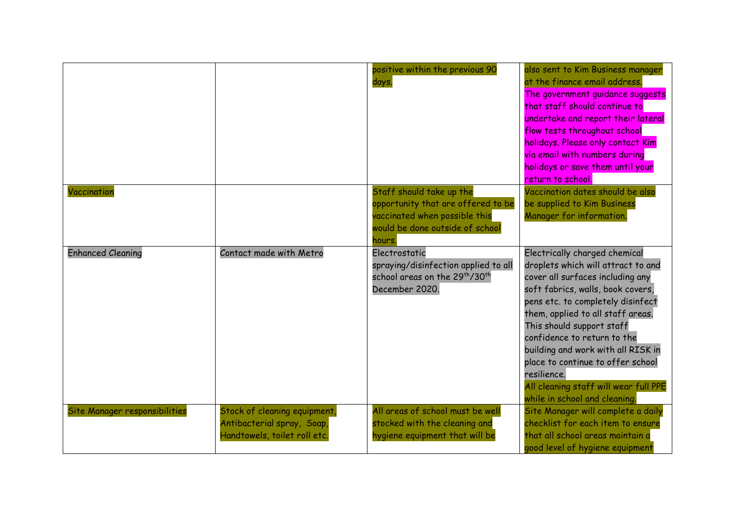| | | | |
|---|---|---|---|
| | | positive within the previous 90 days. | also sent to Kim Business manager at the finance email address. The government guidance suggests that staff should continue to undertake and report their lateral flow tests throughout school holidays. Please only contact Kim via email with numbers during holidays or save them until your return to school. |
| Vaccination | | Staff should take up the opportunity that are offered to be vaccinated when possible this would be done outside of school hours. | Vaccination dates should be also be supplied to Kim Business Manager for information. |
| Enhanced Cleaning | Contact made with Metro | Electrostatic spraying/disinfection applied to all school areas on the 29th/30th December 2020. | Electrically charged chemical droplets which will attract to and cover all surfaces including any soft fabrics, walls, book covers, pens etc. to completely disinfect them, applied to all staff areas. This should support staff confidence to return to the building and work with all RISK in place to continue to offer school resilience. All cleaning staff will wear full PPE while in school and cleaning. |
| Site Manager responsibilities | Stock of cleaning equipment, Antibacterial spray, Soap, Handtowels, toilet roll etc. | All areas of school must be well stocked with the cleaning and hygiene equipment that will be | Site Manager will complete a daily checklist for each item to ensure that all school areas maintain a good level of hygiene equipment |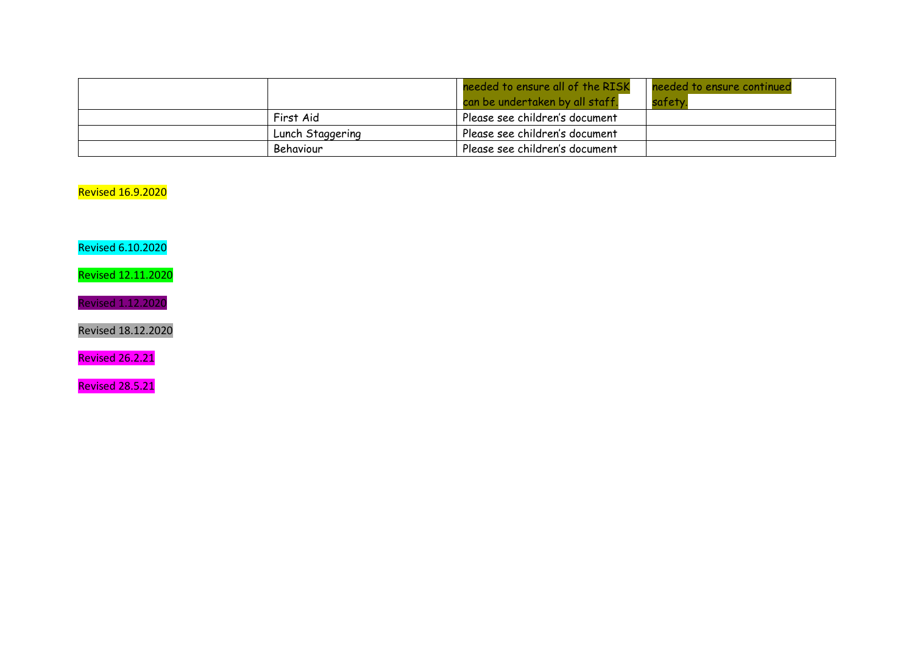| | | | |
|---|---|---|---|
| | | needed to ensure all of the RISK can be undertaken by all staff. | needed to ensure continued safety. |
| | First Aid | Please see children's document | |
| | Lunch Staggering | Please see children's document | |
| | Behaviour | Please see children's document | |

Revised 16.9.2020

Revised 6.10.2020

Revised 12.11.2020

Revised 1.12.2020

Revised 18.12.2020

Revised 26.2.21

Revised 28.5.21